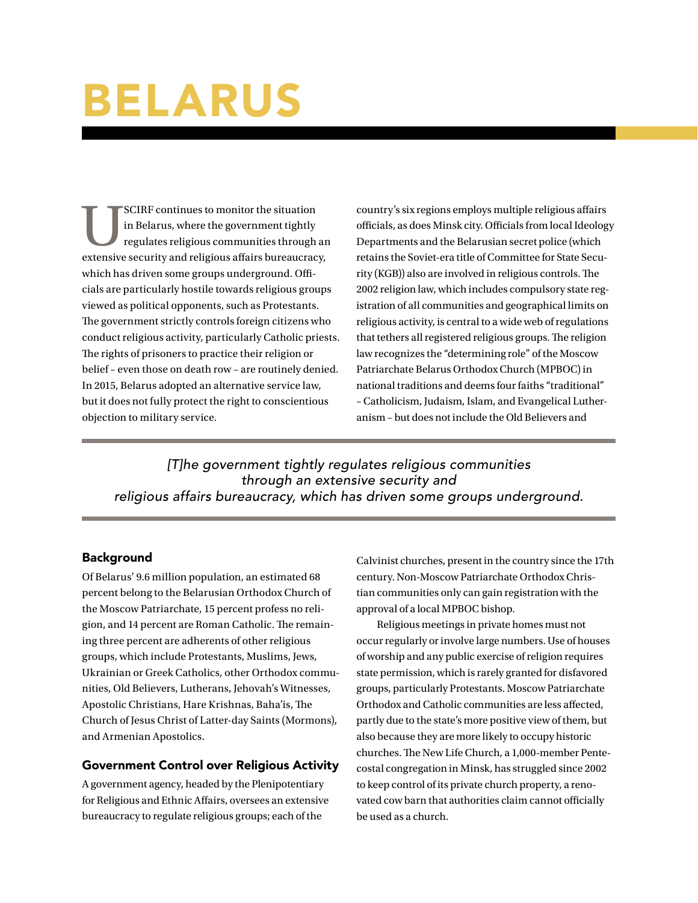# BELARUS

USCIRF continues to monitor the situation in Belarus, where the government tightly regulates religious communities through an extensive security and religious affairs bureaucracy, which has driven some groups underground. Officials are particularly hostile towards religious groups viewed as political opponents, such as Protestants. The government strictly controls foreign citizens who conduct religious activity, particularly Catholic priests. The rights of prisoners to practice their religion or belief – even those on death row – are routinely denied. In 2015, Belarus adopted an alternative service law, but it does not fully protect the right to conscientious objection to military service.

*[T]he government tightly regulates religious communities through an extensive security and religious affairs bureaucracy, which has driven some groups underground.*

## Background

Of Belarus' 9.6 million population, an estimated 68 percent belong to the Belarusian Orthodox Church of the Moscow Patriarchate, 15 percent profess no religion, and 14 percent are Roman Catholic. The remaining three percent are adherents of other religious groups, which include Protestants, Muslims, Jews, Ukrainian or Greek Catholics, other Orthodox communities, Old Believers, Lutherans, Jehovah's Witnesses, Apostolic Christians, Hare Krishnas, Baha'is, The Church of Jesus Christ of Latter-day Saints (Mormons), and Armenian Apostolics.

## Government Control over Religious Activity

A government agency, headed by the Plenipotentiary for Religious and Ethnic Affairs, oversees an extensive bureaucracy to regulate religious groups; each of the country's six regions employs multiple religious affairs officials, as does Minsk city. Officials from local Ideology Departments and the Belarusian secret police (which retains the Soviet-era title of Committee for State Security (KGB)) also are involved in religious controls. The 2002 religion law, which includes compulsory state registration of all communities and geographical limits on religious activity, is central to a wide web of regulations that tethers all registered religious groups. The religion law recognizes the "determining role" of the Moscow Patriarchate Belarus Orthodox Church (MPBOC) in national traditions and deems four faiths "traditional" – Catholicism, Judaism, Islam, and Evangelical Lutheranism – but does not include the Old Believers and Calvinist churches, present in the country since the 17th century. Non-Moscow Patriarchate Orthodox Christian communities only can gain registration with the approval of a local MPBOC bishop.

Religious meetings in private homes must not occur regularly or involve large numbers. Use of houses of worship and any public exercise of religion requires state permission, which is rarely granted for disfavored groups, particularly Protestants. Moscow Patriarchate Orthodox and Catholic communities are less affected, partly due to the state's more positive view of them, but also because they are more likely to occupy historic churches. The New Life Church, a 1,000-member Pentecostal congregation in Minsk, has struggled since 2002 to keep control of its private church property, a renovated cow barn that authorities claim cannot officially be used as a church.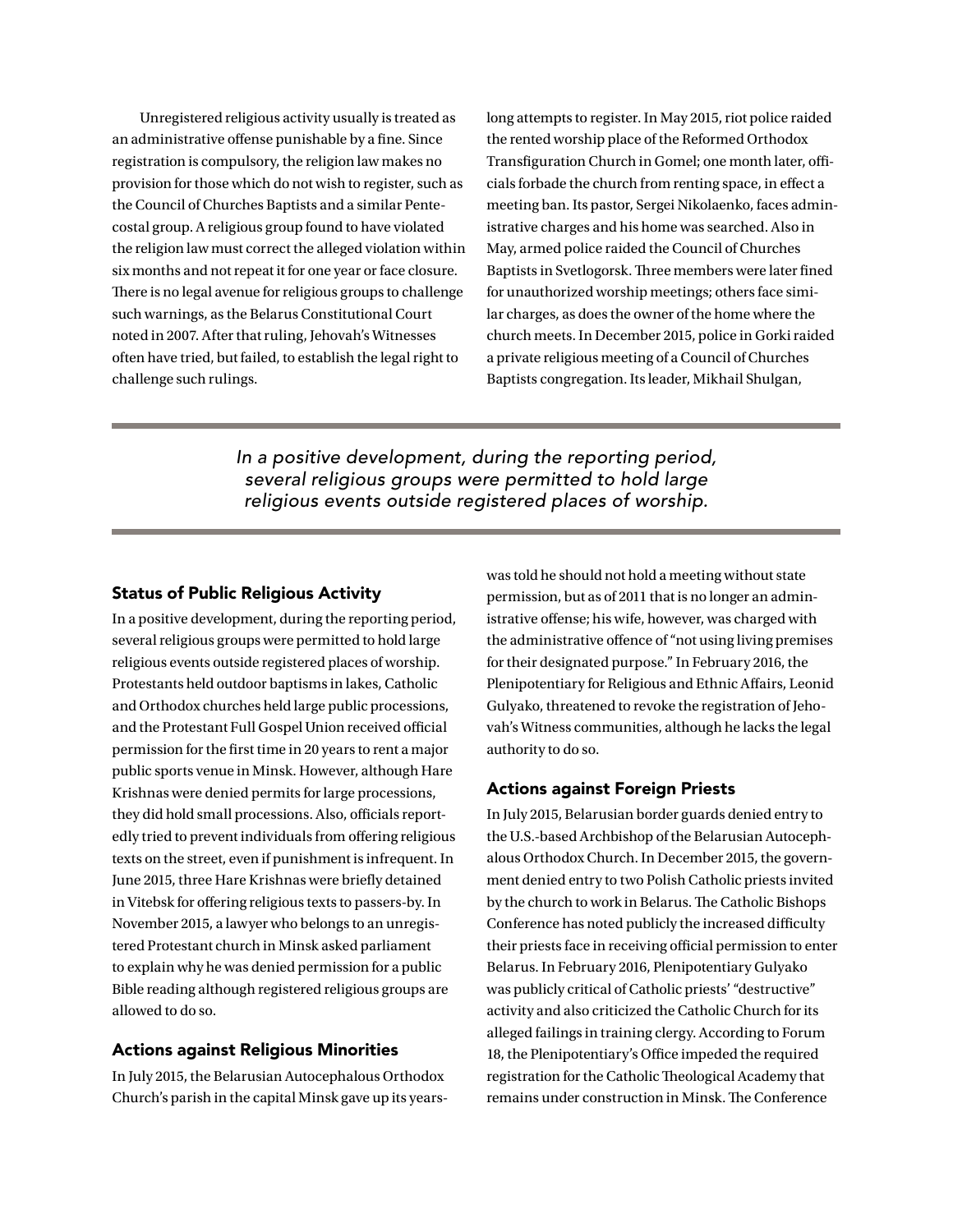Unregistered religious activity usually is treated as an administrative offense punishable by a fine. Since registration is compulsory, the religion law makes no provision for those which do not wish to register, such as the Council of Churches Baptists and a similar Pentecostal group. A religious group found to have violated the religion law must correct the alleged violation within six months and not repeat it for one year or face closure. There is no legal avenue for religious groups to challenge such warnings, as the Belarus Constitutional Court noted in 2007. After that ruling, Jehovah's Witnesses often have tried, but failed, to establish the legal right to challenge such rulings.

*In a positive development, during the reporting period, several religious groups were permitted to hold large religious events outside registered places of worship.*

### Status of Public Religious Activity

In a positive development, during the reporting period, several religious groups were permitted to hold large religious events outside registered places of worship. Protestants held outdoor baptisms in lakes, Catholic and Orthodox churches held large public processions, and the Protestant Full Gospel Union received official permission for the first time in 20 years to rent a major public sports venue in Minsk. However, although Hare Krishnas were denied permits for large processions, they did hold small processions. Also, officials reportedly tried to prevent individuals from offering religious texts on the street, even if punishment is infrequent. In June 2015, three Hare Krishnas were briefly detained in Vitebsk for offering religious texts to passers-by. In November 2015, a lawyer who belongs to an unregistered Protestant church in Minsk asked parliament to explain why he was denied permission for a public Bible reading although registered religious groups are allowed to do so.

### Actions against Religious Minorities

In July 2015, the Belarusian Autocephalous Orthodox Church's parish in the capital Minsk gave up its years-long attempts to register. In May 2015, riot police raided the rented worship place of the Reformed Orthodox Transfiguration Church in Gomel; one month later, officials forbade the church from renting space, in effect a meeting ban. Its pastor, Sergei Nikolaenko, faces administrative charges and his home was searched. Also in May, armed police raided the Council of Churches Baptists in Svetlogorsk. Three members were later fined for unauthorized worship meetings; others face similar charges, as does the owner of the home where the church meets. In December 2015, police in Gorki raided a private religious meeting of a Council of Churches Baptists congregation. Its leader, Mikhail Shulgan, was told he should not hold a meeting without state permission, but as of 2011 that is no longer an administrative offense; his wife, however, was charged with the administrative offence of "not using living premises for their designated purpose." In February 2016, the Plenipotentiary for Religious and Ethnic Affairs, Leonid Gulyako, threatened to revoke the registration of Jehovah's Witness communities, although he lacks the legal authority to do so.

### Actions against Foreign Priests

In July 2015, Belarusian border guards denied entry to the U.S.-based Archbishop of the Belarusian Autocephalous Orthodox Church. In December 2015, the government denied entry to two Polish Catholic priests invited by the church to work in Belarus. The Catholic Bishops Conference has noted publicly the increased difficulty their priests face in receiving official permission to enter Belarus. In February 2016, Plenipotentiary Gulyako was publicly critical of Catholic priests' "destructive" activity and also criticized the Catholic Church for its alleged failings in training clergy. According to Forum 18, the Plenipotentiary's Office impeded the required registration for the Catholic Theological Academy that remains under construction in Minsk. The Conference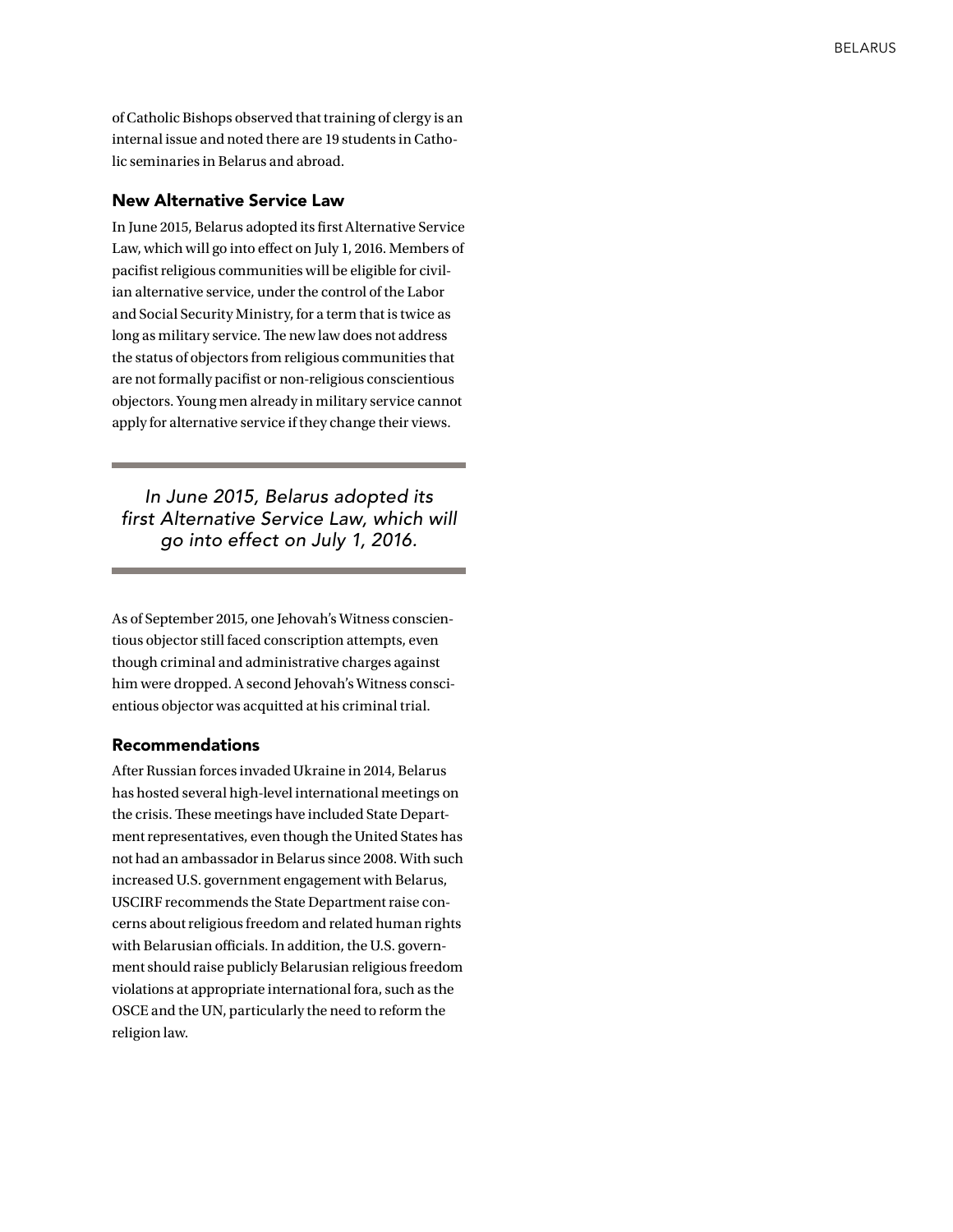of Catholic Bishops observed that training of clergy is an internal issue and noted there are 19 students in Catholic seminaries in Belarus and abroad.

## New Alternative Service Law

In June 2015, Belarus adopted its first Alternative Service Law, which will go into effect on July 1, 2016. Members of pacifist religious communities will be eligible for civilian alternative service, under the control of the Labor and Social Security Ministry, for a term that is twice as long as military service. The new law does not address the status of objectors from religious communities that are not formally pacifist or non-religious conscientious objectors. Young men already in military service cannot apply for alternative service if they change their views.

*In June 2015, Belarus adopted its first Alternative Service Law, which will go into effect on July 1, 2016.*

As of September 2015, one Jehovah's Witness conscientious objector still faced conscription attempts, even though criminal and administrative charges against him were dropped. A second Jehovah's Witness conscientious objector was acquitted at his criminal trial.

## Recommendations

After Russian forces invaded Ukraine in 2014, Belarus has hosted several high-level international meetings on the crisis. These meetings have included State Department representatives, even though the United States has not had an ambassador in Belarus since 2008. With such increased U.S. government engagement with Belarus, USCIRF recommends the State Department raise concerns about religious freedom and related human rights with Belarusian officials. In addition, the U.S. government should raise publicly Belarusian religious freedom violations at appropriate international fora, such as the OSCE and the UN, particularly the need to reform the religion law.